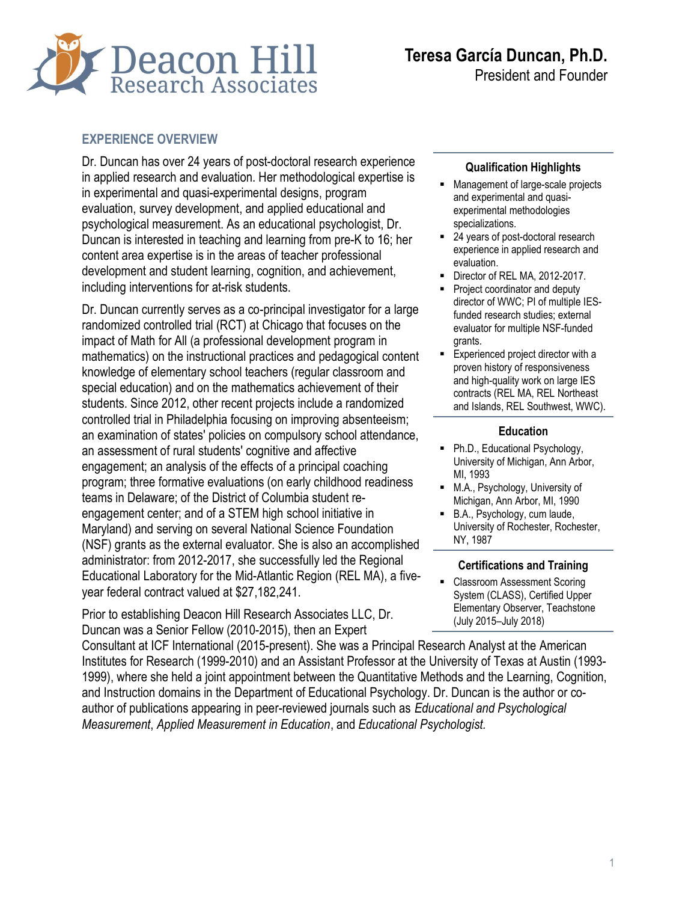Deacon Hill Research Associates

# Teresa García Duncan, Ph.D.

President and Founder

## EXPERIENCE OVERVIEW

Dr. Duncan has over 24 years of post-doctoral research experience in applied research and evaluation. Her methodological expertise is in experimental and quasi-experimental designs, program evaluation, survey development, and applied educational and psychological measurement. As an educational psychologist, Dr. Duncan is interested in teaching and learning from pre-K to 16; her content area expertise is in the areas of teacher professional development and student learning, cognition, and achievement, including interventions for at-risk students.

Dr. Duncan currently serves as a co-principal investigator for a large randomized controlled trial (RCT) at Chicago that focuses on the impact of Math for All (a professional development program in mathematics) on the instructional practices and pedagogical content knowledge of elementary school teachers (regular classroom and special education) and on the mathematics achievement of their students. Since 2012, other recent projects include a randomized controlled trial in Philadelphia focusing on improving absenteeism; an examination of states' policies on compulsory school attendance, an assessment of rural students' cognitive and affective engagement; an analysis of the effects of a principal coaching program; three formative evaluations (on early childhood readiness teams in Delaware; of the District of Columbia student re-engagement center; and of a STEM high school initiative in Maryland) and serving on several National Science Foundation (NSF) grants as the external evaluator. She is also an accomplished administrator: from 2012-2017, she successfully led the Regional Educational Laboratory for the Mid-Atlantic Region (REL MA), a five-year federal contract valued at $27,182,241.

Prior to establishing Deacon Hill Research Associates LLC, Dr. Duncan was a Senior Fellow (2010-2015), then an Expert Consultant at ICF International (2015-present). She was a Principal Research Analyst at the American Institutes for Research (1999-2010) and an Assistant Professor at the University of Texas at Austin (1993-1999), where she held a joint appointment between the Quantitative Methods and the Learning, Cognition, and Instruction domains in the Department of Educational Psychology. Dr. Duncan is the author or co-author of publications appearing in peer-reviewed journals such as *Educational and Psychological Measurement*, *Applied Measurement in Education*, and *Educational Psychologist.*

### Qualification Highlights

- Management of large-scale projects and experimental and quasi-experimental methodologies specializations.
- 24 years of post-doctoral research experience in applied research and evaluation.
- Director of REL MA, 2012-2017.
- Project coordinator and deputy director of WWC; PI of multiple IES-funded research studies; external evaluator for multiple NSF-funded grants.
- Experienced project director with a proven history of responsiveness and high-quality work on large IES contracts (REL MA, REL Northeast and Islands, REL Southwest, WWC).

### Education

- Ph.D., Educational Psychology, University of Michigan, Ann Arbor, MI, 1993
- M.A., Psychology, University of Michigan, Ann Arbor, MI, 1990
- B.A., Psychology, cum laude, University of Rochester, Rochester, NY, 1987

### Certifications and Training

- Classroom Assessment Scoring System (CLASS), Certified Upper Elementary Observer, Teachstone (July 2015–July 2018)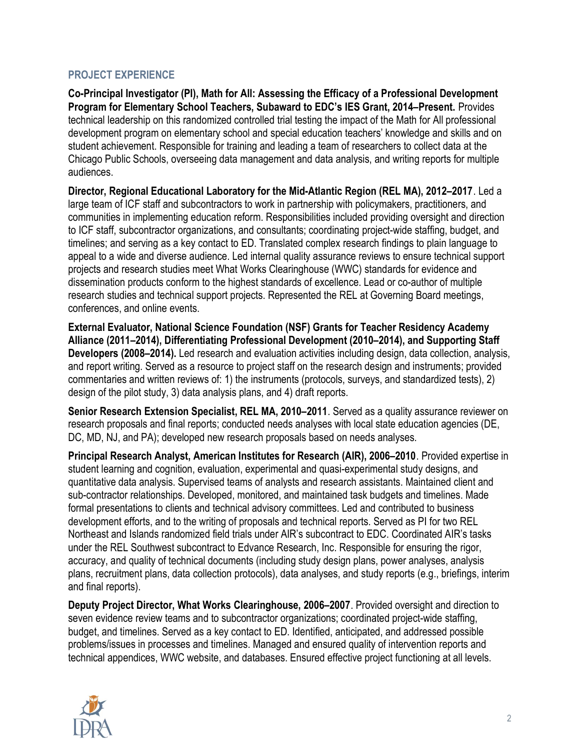## PROJECT EXPERIENCE

**Co-Principal Investigator (PI), Math for All: Assessing the Efficacy of a Professional Development Program for Elementary School Teachers, Subaward to EDC's IES Grant, 2014–Present.** Provides technical leadership on this randomized controlled trial testing the impact of the Math for All professional development program on elementary school and special education teachers' knowledge and skills and on student achievement. Responsible for training and leading a team of researchers to collect data at the Chicago Public Schools, overseeing data management and data analysis, and writing reports for multiple audiences.

**Director, Regional Educational Laboratory for the Mid-Atlantic Region (REL MA), 2012–2017**. Led a large team of ICF staff and subcontractors to work in partnership with policymakers, practitioners, and communities in implementing education reform. Responsibilities included providing oversight and direction to ICF staff, subcontractor organizations, and consultants; coordinating project-wide staffing, budget, and timelines; and serving as a key contact to ED. Translated complex research findings to plain language to appeal to a wide and diverse audience. Led internal quality assurance reviews to ensure technical support projects and research studies meet What Works Clearinghouse (WWC) standards for evidence and dissemination products conform to the highest standards of excellence. Lead or co-author of multiple research studies and technical support projects. Represented the REL at Governing Board meetings, conferences, and online events.

**External Evaluator, National Science Foundation (NSF) Grants for Teacher Residency Academy Alliance (2011–2014), Differentiating Professional Development (2010–2014), and Supporting Staff Developers (2008–2014).** Led research and evaluation activities including design, data collection, analysis, and report writing. Served as a resource to project staff on the research design and instruments; provided commentaries and written reviews of: 1) the instruments (protocols, surveys, and standardized tests), 2) design of the pilot study, 3) data analysis plans, and 4) draft reports.

**Senior Research Extension Specialist, REL MA, 2010–2011**. Served as a quality assurance reviewer on research proposals and final reports; conducted needs analyses with local state education agencies (DE, DC, MD, NJ, and PA); developed new research proposals based on needs analyses.

**Principal Research Analyst, American Institutes for Research (AIR), 2006–2010**. Provided expertise in student learning and cognition, evaluation, experimental and quasi-experimental study designs, and quantitative data analysis. Supervised teams of analysts and research assistants. Maintained client and sub-contractor relationships. Developed, monitored, and maintained task budgets and timelines. Made formal presentations to clients and technical advisory committees. Led and contributed to business development efforts, and to the writing of proposals and technical reports. Served as PI for two REL Northeast and Islands randomized field trials under AIR's subcontract to EDC. Coordinated AIR's tasks under the REL Southwest subcontract to Edvance Research, Inc. Responsible for ensuring the rigor, accuracy, and quality of technical documents (including study design plans, power analyses, analysis plans, recruitment plans, data collection protocols), data analyses, and study reports (e.g., briefings, interim and final reports).

**Deputy Project Director, What Works Clearinghouse, 2006–2007**. Provided oversight and direction to seven evidence review teams and to subcontractor organizations; coordinated project-wide staffing, budget, and timelines. Served as a key contact to ED. Identified, anticipated, and addressed possible problems/issues in processes and timelines. Managed and ensured quality of intervention reports and technical appendices, WWC website, and databases. Ensured effective project functioning at all levels.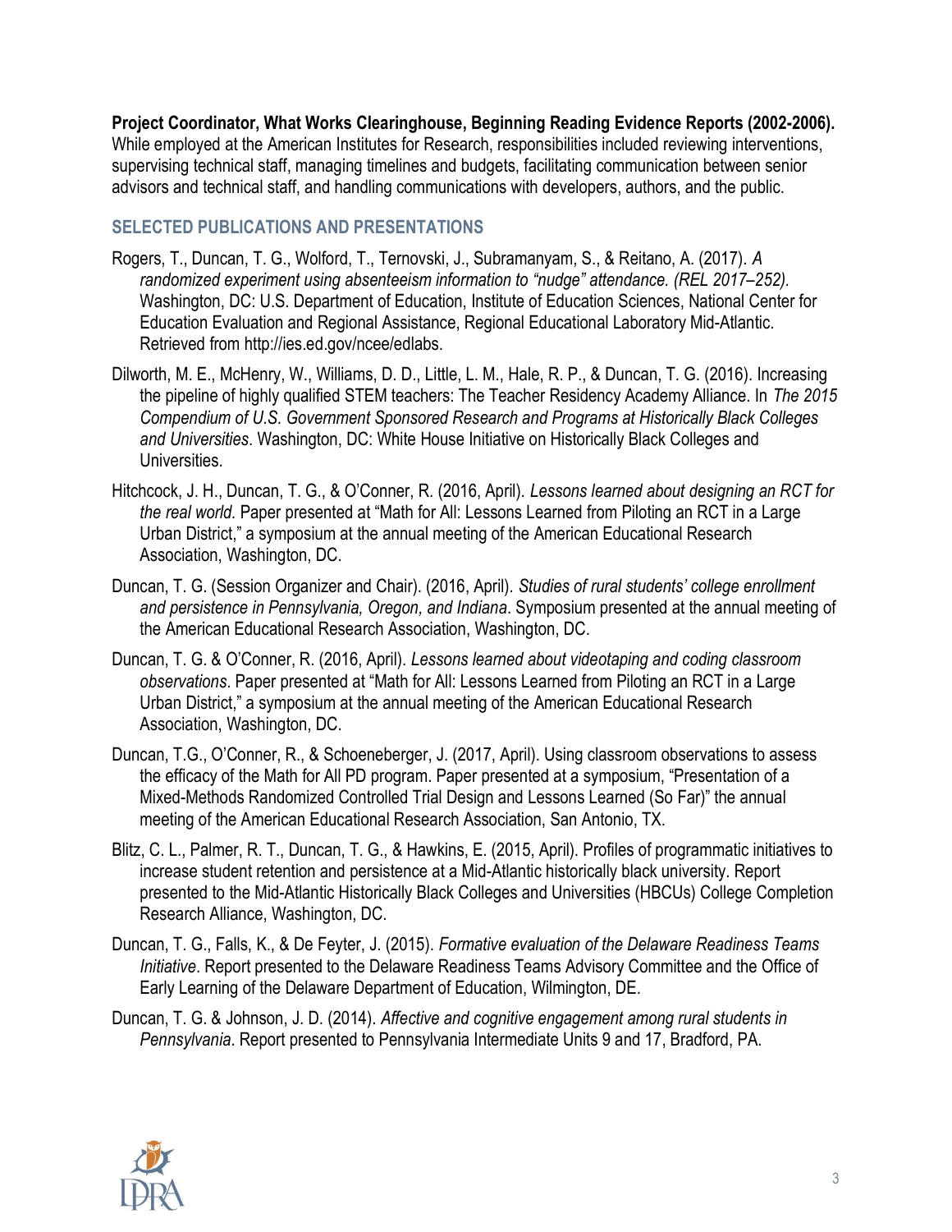**Project Coordinator, What Works Clearinghouse, Beginning Reading Evidence Reports (2002-2006).** While employed at the American Institutes for Research, responsibilities included reviewing interventions, supervising technical staff, managing timelines and budgets, facilitating communication between senior advisors and technical staff, and handling communications with developers, authors, and the public.

## SELECTED PUBLICATIONS AND PRESENTATIONS

Rogers, T., Duncan, T. G., Wolford, T., Ternovski, J., Subramanyam, S., & Reitano, A. (2017). *A randomized experiment using absenteeism information to "nudge" attendance. (REL 2017–252).* Washington, DC: U.S. Department of Education, Institute of Education Sciences, National Center for Education Evaluation and Regional Assistance, Regional Educational Laboratory Mid-Atlantic. Retrieved from http://ies.ed.gov/ncee/edlabs.

Dilworth, M. E., McHenry, W., Williams, D. D., Little, L. M., Hale, R. P., & Duncan, T. G. (2016). Increasing the pipeline of highly qualified STEM teachers: The Teacher Residency Academy Alliance. In *The 2015 Compendium of U.S. Government Sponsored Research and Programs at Historically Black Colleges and Universities*. Washington, DC: White House Initiative on Historically Black Colleges and Universities.

Hitchcock, J. H., Duncan, T. G., & O'Conner, R. (2016, April). *Lessons learned about designing an RCT for the real world.* Paper presented at "Math for All: Lessons Learned from Piloting an RCT in a Large Urban District," a symposium at the annual meeting of the American Educational Research Association, Washington, DC.

Duncan, T. G. (Session Organizer and Chair). (2016, April). *Studies of rural students' college enrollment and persistence in Pennsylvania, Oregon, and Indiana*. Symposium presented at the annual meeting of the American Educational Research Association, Washington, DC.

Duncan, T. G. & O'Conner, R. (2016, April). *Lessons learned about videotaping and coding classroom observations*. Paper presented at "Math for All: Lessons Learned from Piloting an RCT in a Large Urban District," a symposium at the annual meeting of the American Educational Research Association, Washington, DC.

Duncan, T.G., O'Conner, R., & Schoeneberger, J. (2017, April). Using classroom observations to assess the efficacy of the Math for All PD program. Paper presented at a symposium, "Presentation of a Mixed-Methods Randomized Controlled Trial Design and Lessons Learned (So Far)" the annual meeting of the American Educational Research Association, San Antonio, TX.

Blitz, C. L., Palmer, R. T., Duncan, T. G., & Hawkins, E. (2015, April). Profiles of programmatic initiatives to increase student retention and persistence at a Mid-Atlantic historically black university. Report presented to the Mid-Atlantic Historically Black Colleges and Universities (HBCUs) College Completion Research Alliance, Washington, DC.

Duncan, T. G., Falls, K., & De Feyter, J. (2015). *Formative evaluation of the Delaware Readiness Teams Initiative*. Report presented to the Delaware Readiness Teams Advisory Committee and the Office of Early Learning of the Delaware Department of Education, Wilmington, DE.

Duncan, T. G. & Johnson, J. D. (2014). *Affective and cognitive engagement among rural students in Pennsylvania*. Report presented to Pennsylvania Intermediate Units 9 and 17, Bradford, PA.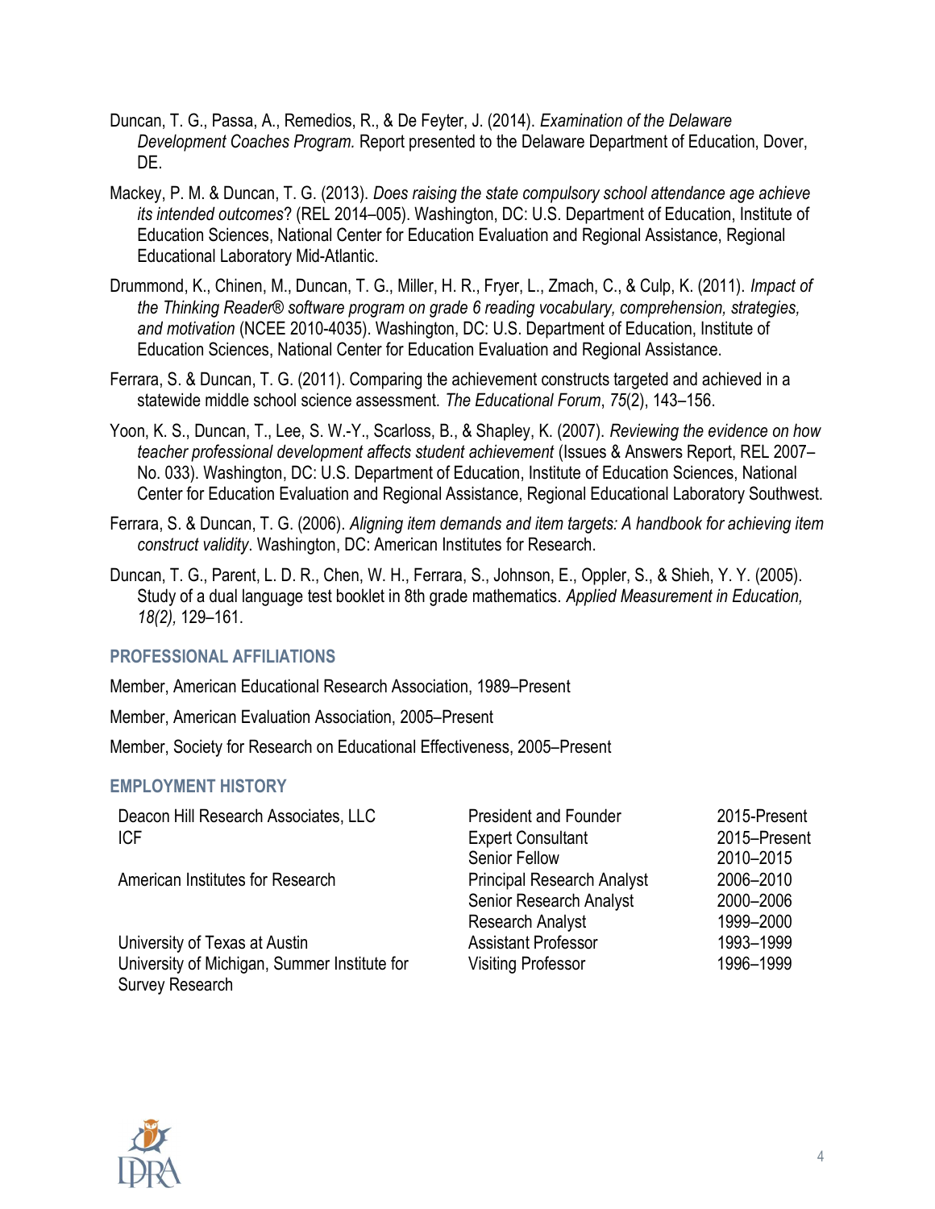Duncan, T. G., Passa, A., Remedios, R., & De Feyter, J. (2014). *Examination of the Delaware Development Coaches Program.* Report presented to the Delaware Department of Education, Dover, DE.

Mackey, P. M. & Duncan, T. G. (2013). *Does raising the state compulsory school attendance age achieve its intended outcomes*? (REL 2014–005). Washington, DC: U.S. Department of Education, Institute of Education Sciences, National Center for Education Evaluation and Regional Assistance, Regional Educational Laboratory Mid-Atlantic.

Drummond, K., Chinen, M., Duncan, T. G., Miller, H. R., Fryer, L., Zmach, C., & Culp, K. (2011). *Impact of the Thinking Reader® software program on grade 6 reading vocabulary, comprehension, strategies, and motivation* (NCEE 2010-4035). Washington, DC: U.S. Department of Education, Institute of Education Sciences, National Center for Education Evaluation and Regional Assistance.

Ferrara, S. & Duncan, T. G. (2011). Comparing the achievement constructs targeted and achieved in a statewide middle school science assessment. *The Educational Forum*, *75*(2), 143–156.

Yoon, K. S., Duncan, T., Lee, S. W.-Y., Scarloss, B., & Shapley, K. (2007). *Reviewing the evidence on how teacher professional development affects student achievement* (Issues & Answers Report, REL 2007–No. 033). Washington, DC: U.S. Department of Education, Institute of Education Sciences, National Center for Education Evaluation and Regional Assistance, Regional Educational Laboratory Southwest.

Ferrara, S. & Duncan, T. G. (2006). *Aligning item demands and item targets: A handbook for achieving item construct validity*. Washington, DC: American Institutes for Research.

Duncan, T. G., Parent, L. D. R., Chen, W. H., Ferrara, S., Johnson, E., Oppler, S., & Shieh, Y. Y. (2005). Study of a dual language test booklet in 8th grade mathematics. *Applied Measurement in Education, 18(2),* 129–161.

## PROFESSIONAL AFFILIATIONS

Member, American Educational Research Association, 1989–Present

Member, American Evaluation Association, 2005–Present

Member, Society for Research on Educational Effectiveness, 2005–Present

## EMPLOYMENT HISTORY

| | | |
|---|---|---|
| Deacon Hill Research Associates, LLC | President and Founder | 2015-Present |
| ICF | Expert Consultant | 2015–Present |
| | Senior Fellow | 2010–2015 |
| American Institutes for Research | Principal Research Analyst | 2006–2010 |
| | Senior Research Analyst | 2000–2006 |
| | Research Analyst | 1999–2000 |
| University of Texas at Austin | Assistant Professor | 1993–1999 |
| University of Michigan, Summer Institute for Survey Research | Visiting Professor | 1996–1999 |